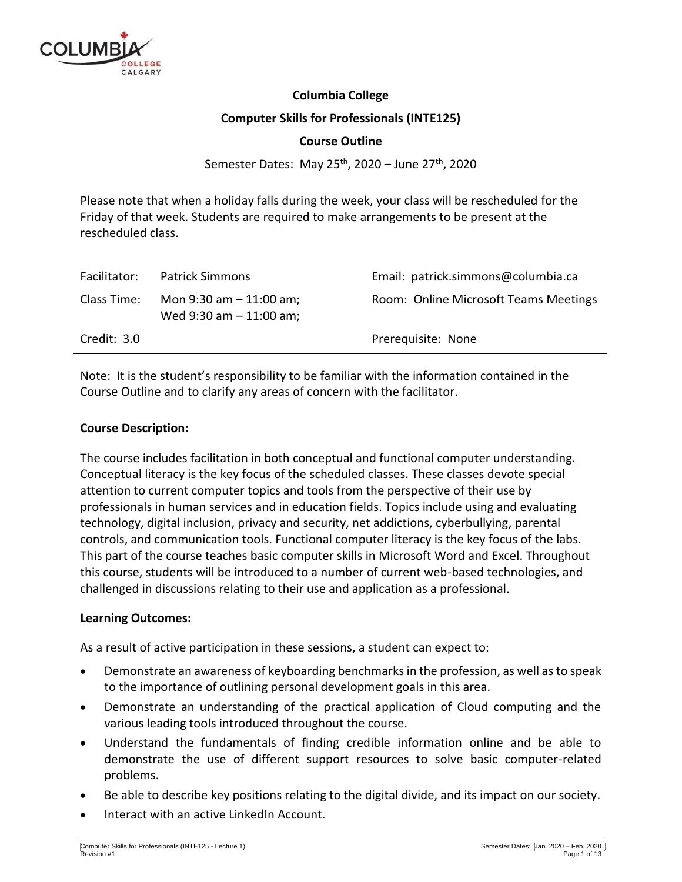# Columbia College

## Computer Skills for Professionals (INTE125)

## Course Outline

Semester Dates: May 25th, 2020 – June 27th, 2020

Please note that when a holiday falls during the week, your class will be rescheduled for the Friday of that week. Students are required to make arrangements to be present at the rescheduled class.

| | | |
|---|---|---|
| Facilitator: | Patrick Simmons | Email: patrick.simmons@columbia.ca |
| Class Time: | Mon 9:30 am – 11:00 am; Wed 9:30 am – 11:00 am; | Room: Online Microsoft Teams Meetings |
| Credit: 3.0 | | Prerequisite: None |

Note: It is the student's responsibility to be familiar with the information contained in the Course Outline and to clarify any areas of concern with the facilitator.

### Course Description:

The course includes facilitation in both conceptual and functional computer understanding. Conceptual literacy is the key focus of the scheduled classes. These classes devote special attention to current computer topics and tools from the perspective of their use by professionals in human services and in education fields. Topics include using and evaluating technology, digital inclusion, privacy and security, net addictions, cyberbullying, parental controls, and communication tools. Functional computer literacy is the key focus of the labs. This part of the course teaches basic computer skills in Microsoft Word and Excel. Throughout this course, students will be introduced to a number of current web-based technologies, and challenged in discussions relating to their use and application as a professional.

### Learning Outcomes:

As a result of active participation in these sessions, a student can expect to:

- Demonstrate an awareness of keyboarding benchmarks in the profession, as well as to speak to the importance of outlining personal development goals in this area.
- Demonstrate an understanding of the practical application of Cloud computing and the various leading tools introduced throughout the course.
- Understand the fundamentals of finding credible information online and be able to demonstrate the use of different support resources to solve basic computer-related problems.
- Be able to describe key positions relating to the digital divide, and its impact on our society.
- Interact with an active LinkedIn Account.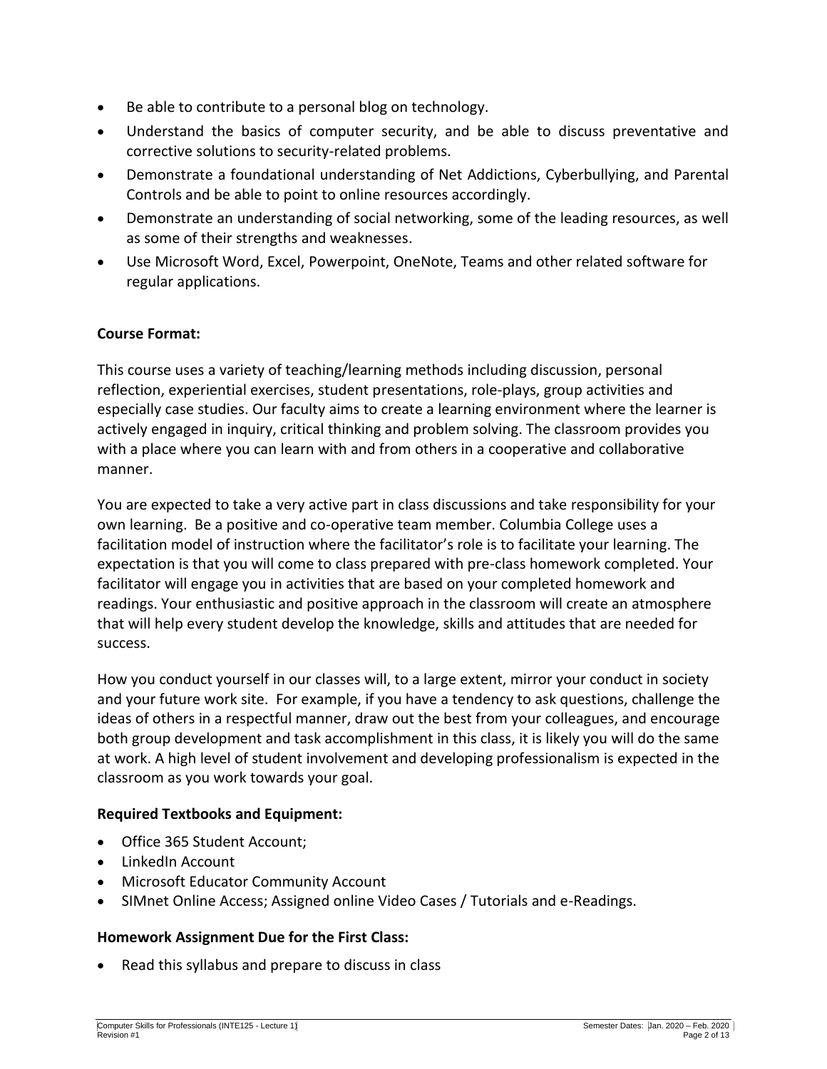- Be able to contribute to a personal blog on technology.
- Understand the basics of computer security, and be able to discuss preventative and corrective solutions to security-related problems.
- Demonstrate a foundational understanding of Net Addictions, Cyberbullying, and Parental Controls and be able to point to online resources accordingly.
- Demonstrate an understanding of social networking, some of the leading resources, as well as some of their strengths and weaknesses.
- Use Microsoft Word, Excel, Powerpoint, OneNote, Teams and other related software for regular applications.

**Course Format:**

This course uses a variety of teaching/learning methods including discussion, personal reflection, experiential exercises, student presentations, role-plays, group activities and especially case studies. Our faculty aims to create a learning environment where the learner is actively engaged in inquiry, critical thinking and problem solving. The classroom provides you with a place where you can learn with and from others in a cooperative and collaborative manner.

You are expected to take a very active part in class discussions and take responsibility for your own learning. Be a positive and co-operative team member. Columbia College uses a facilitation model of instruction where the facilitator's role is to facilitate your learning. The expectation is that you will come to class prepared with pre-class homework completed. Your facilitator will engage you in activities that are based on your completed homework and readings. Your enthusiastic and positive approach in the classroom will create an atmosphere that will help every student develop the knowledge, skills and attitudes that are needed for success.

How you conduct yourself in our classes will, to a large extent, mirror your conduct in society and your future work site. For example, if you have a tendency to ask questions, challenge the ideas of others in a respectful manner, draw out the best from your colleagues, and encourage both group development and task accomplishment in this class, it is likely you will do the same at work. A high level of student involvement and developing professionalism is expected in the classroom as you work towards your goal.

**Required Textbooks and Equipment:**

- Office 365 Student Account;
- LinkedIn Account
- Microsoft Educator Community Account
- SIMnet Online Access; Assigned online Video Cases / Tutorials and e-Readings.

**Homework Assignment Due for the First Class:**

- Read this syllabus and prepare to discuss in class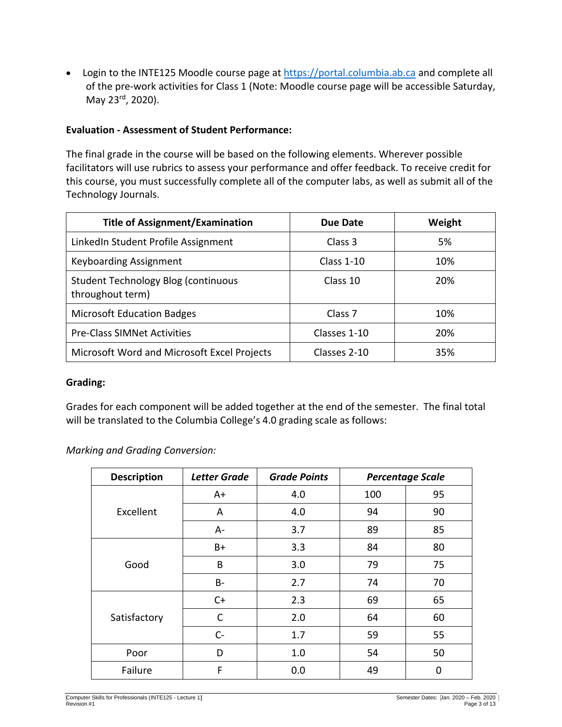- Login to the INTE125 Moodle course page at [https://portal.columbia.ab.ca](https://portal.columbia.ab.ca) and complete all of the pre-work activities for Class 1 (Note: Moodle course page will be accessible Saturday, May 23rd, 2020).

**Evaluation - Assessment of Student Performance:**

The final grade in the course will be based on the following elements. Wherever possible facilitators will use rubrics to assess your performance and offer feedback. To receive credit for this course, you must successfully complete all of the computer labs, as well as submit all of the Technology Journals.

| Title of Assignment/Examination | Due Date | Weight |
|---|---|---|
| LinkedIn Student Profile Assignment | Class 3 | 5% |
| Keyboarding Assignment | Class 1-10 | 10% |
| Student Technology Blog (continuous throughout term) | Class 10 | 20% |
| Microsoft Education Badges | Class 7 | 10% |
| Pre-Class SIMNet Activities | Classes 1-10 | 20% |
| Microsoft Word and Microsoft Excel Projects | Classes 2-10 | 35% |

**Grading:**

Grades for each component will be added together at the end of the semester. The final total will be translated to the Columbia College's 4.0 grading scale as follows:

*Marking and Grading Conversion:*

| Description | *Letter Grade* | *Grade Points* | *Percentage Scale* | |
|---|---|---|---|---|
| Excellent | A+ | 4.0 | 100 | 95 |
| | A | 4.0 | 94 | 90 |
| | A- | 3.7 | 89 | 85 |
| Good | B+ | 3.3 | 84 | 80 |
| | B | 3.0 | 79 | 75 |
| | B- | 2.7 | 74 | 70 |
| Satisfactory | C+ | 2.3 | 69 | 65 |
| | C | 2.0 | 64 | 60 |
| | C- | 1.7 | 59 | 55 |
| Poor | D | 1.0 | 54 | 50 |
| Failure | F | 0.0 | 49 | 0 |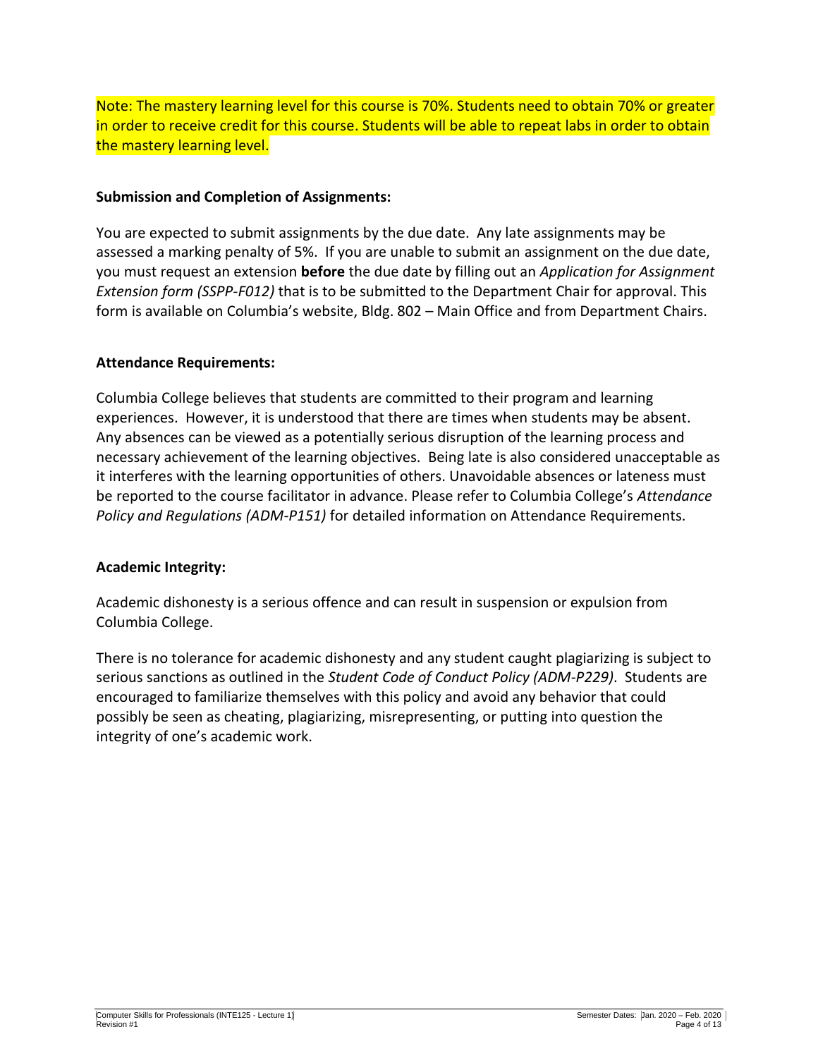Note: The mastery learning level for this course is 70%. Students need to obtain 70% or greater in order to receive credit for this course. Students will be able to repeat labs in order to obtain the mastery learning level.

**Submission and Completion of Assignments:**

You are expected to submit assignments by the due date. Any late assignments may be assessed a marking penalty of 5%. If you are unable to submit an assignment on the due date, you must request an extension **before** the due date by filling out an *Application for Assignment Extension form (SSPP-F012)* that is to be submitted to the Department Chair for approval. This form is available on Columbia's website, Bldg. 802 – Main Office and from Department Chairs.

**Attendance Requirements:**

Columbia College believes that students are committed to their program and learning experiences. However, it is understood that there are times when students may be absent. Any absences can be viewed as a potentially serious disruption of the learning process and necessary achievement of the learning objectives. Being late is also considered unacceptable as it interferes with the learning opportunities of others. Unavoidable absences or lateness must be reported to the course facilitator in advance. Please refer to Columbia College's *Attendance Policy and Regulations (ADM-P151)* for detailed information on Attendance Requirements.

**Academic Integrity:**

Academic dishonesty is a serious offence and can result in suspension or expulsion from Columbia College.

There is no tolerance for academic dishonesty and any student caught plagiarizing is subject to serious sanctions as outlined in the *Student Code of Conduct Policy (ADM-P229)*. Students are encouraged to familiarize themselves with this policy and avoid any behavior that could possibly be seen as cheating, plagiarizing, misrepresenting, or putting into question the integrity of one's academic work.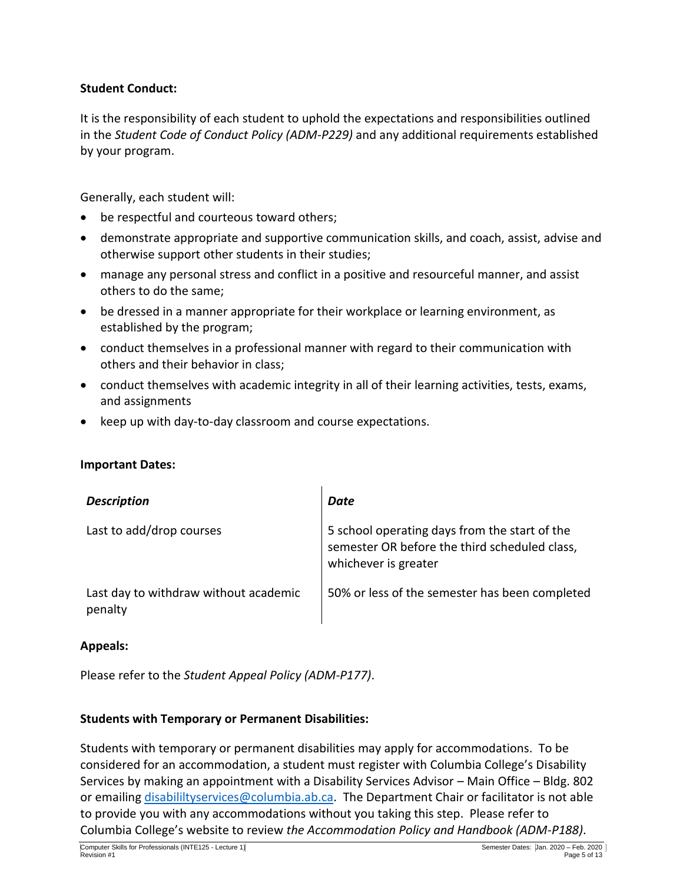**Student Conduct:**

It is the responsibility of each student to uphold the expectations and responsibilities outlined in the *Student Code of Conduct Policy (ADM-P229)* and any additional requirements established by your program.

Generally, each student will:

- be respectful and courteous toward others;
- demonstrate appropriate and supportive communication skills, and coach, assist, advise and otherwise support other students in their studies;
- manage any personal stress and conflict in a positive and resourceful manner, and assist others to do the same;
- be dressed in a manner appropriate for their workplace or learning environment, as established by the program;
- conduct themselves in a professional manner with regard to their communication with others and their behavior in class;
- conduct themselves with academic integrity in all of their learning activities, tests, exams, and assignments
- keep up with day-to-day classroom and course expectations.

**Important Dates:**

| *Description* | *Date* |
| --- | --- |
| Last to add/drop courses | 5 school operating days from the start of the semester OR before the third scheduled class, whichever is greater |
| Last day to withdraw without academic penalty | 50% or less of the semester has been completed |

**Appeals:**

Please refer to the *Student Appeal Policy (ADM-P177)*.

**Students with Temporary or Permanent Disabilities:**

Students with temporary or permanent disabilities may apply for accommodations. To be considered for an accommodation, a student must register with Columbia College's Disability Services by making an appointment with a Disability Services Advisor – Main Office – Bldg. 802 or emailing disabililtyservices@columbia.ab.ca. The Department Chair or facilitator is not able to provide you with any accommodations without you taking this step. Please refer to Columbia College's website to review *the Accommodation Policy and Handbook (ADM-P188)*.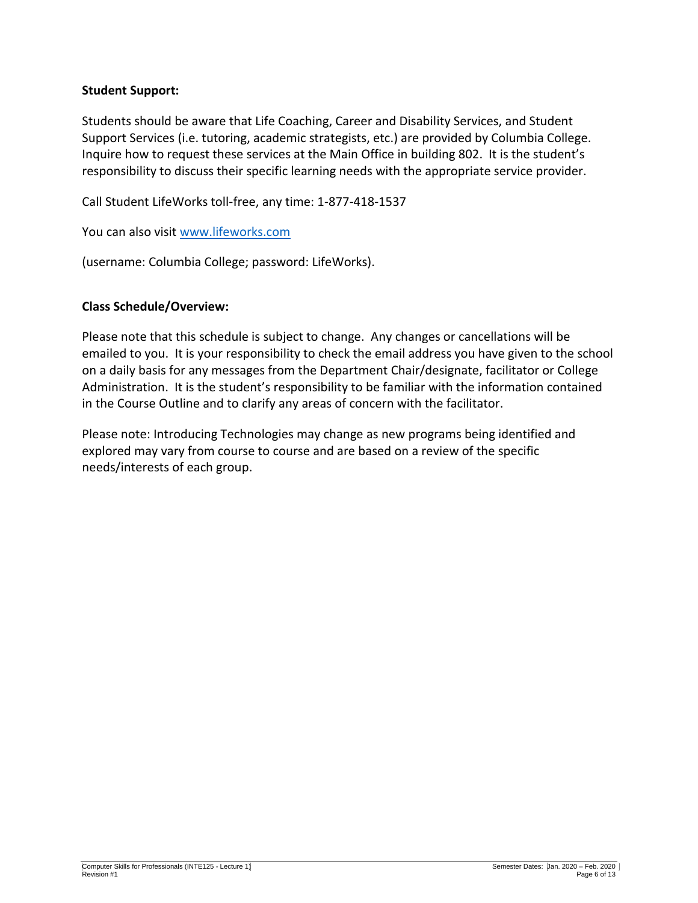**Student Support:**

Students should be aware that Life Coaching, Career and Disability Services, and Student Support Services (i.e. tutoring, academic strategists, etc.) are provided by Columbia College. Inquire how to request these services at the Main Office in building 802. It is the student's responsibility to discuss their specific learning needs with the appropriate service provider.

Call Student LifeWorks toll-free, any time: 1-877-418-1537

You can also visit [www.lifeworks.com](http://www.lifeworks.com)

(username: Columbia College; password: LifeWorks).

**Class Schedule/Overview:**

Please note that this schedule is subject to change. Any changes or cancellations will be emailed to you. It is your responsibility to check the email address you have given to the school on a daily basis for any messages from the Department Chair/designate, facilitator or College Administration. It is the student's responsibility to be familiar with the information contained in the Course Outline and to clarify any areas of concern with the facilitator.

Please note: Introducing Technologies may change as new programs being identified and explored may vary from course to course and are based on a review of the specific needs/interests of each group.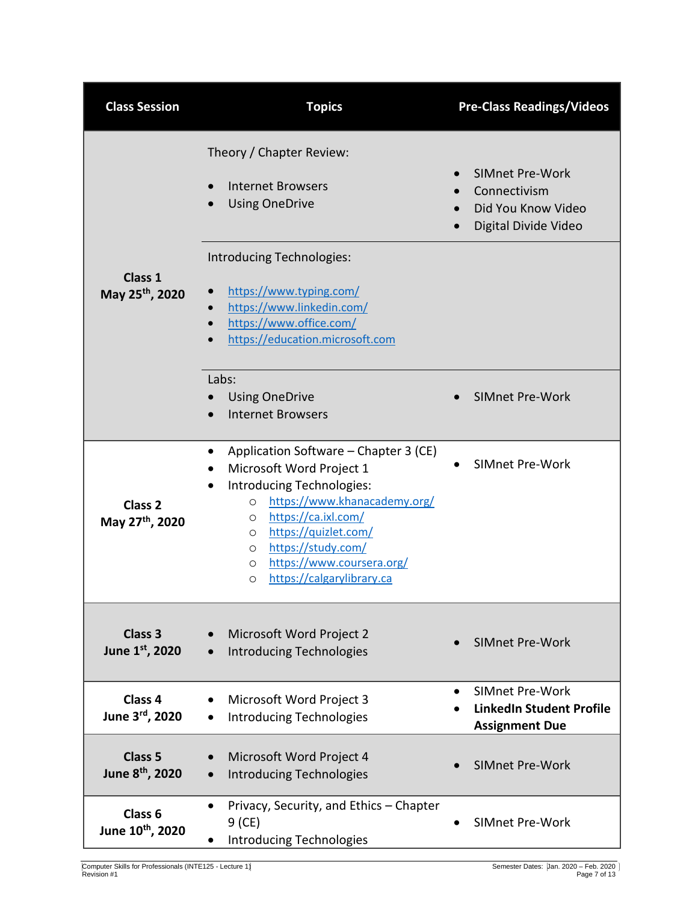| Class Session | Topics | Pre-Class Readings/Videos |
|---|---|---|
| **Class 1**<br>**May 25th, 2020** | Theory / Chapter Review:<br>• Internet Browsers<br>• Using OneDrive | • SIMnet Pre-Work<br>• Connectivism<br>• Did You Know Video<br>• Digital Divide Video |
| | Introducing Technologies:<br>• https://www.typing.com/<br>• https://www.linkedin.com/<br>• https://www.office.com/<br>• https://education.microsoft.com | |
| | Labs:<br>• Using OneDrive<br>• Internet Browsers | • SIMnet Pre-Work |
| **Class 2**<br>**May 27th, 2020** | • Application Software – Chapter 3 (CE)<br>• Microsoft Word Project 1<br>• Introducing Technologies:<br>  ○ https://www.khanacademy.org/<br>  ○ https://ca.ixl.com/<br>  ○ https://quizlet.com/<br>  ○ https://study.com/<br>  ○ https://www.coursera.org/<br>  ○ https://calgarylibrary.ca | • SIMnet Pre-Work |
| **Class 3**<br>**June 1st, 2020** | • Microsoft Word Project 2<br>• Introducing Technologies | • SIMnet Pre-Work |
| **Class 4**<br>**June 3rd, 2020** | • Microsoft Word Project 3<br>• Introducing Technologies | • SIMnet Pre-Work<br>• **LinkedIn Student Profile Assignment Due** |
| **Class 5**<br>**June 8th, 2020** | • Microsoft Word Project 4<br>• Introducing Technologies | • SIMnet Pre-Work |
| **Class 6**<br>**June 10th, 2020** | • Privacy, Security, and Ethics – Chapter 9 (CE)<br>• Introducing Technologies | • SIMnet Pre-Work |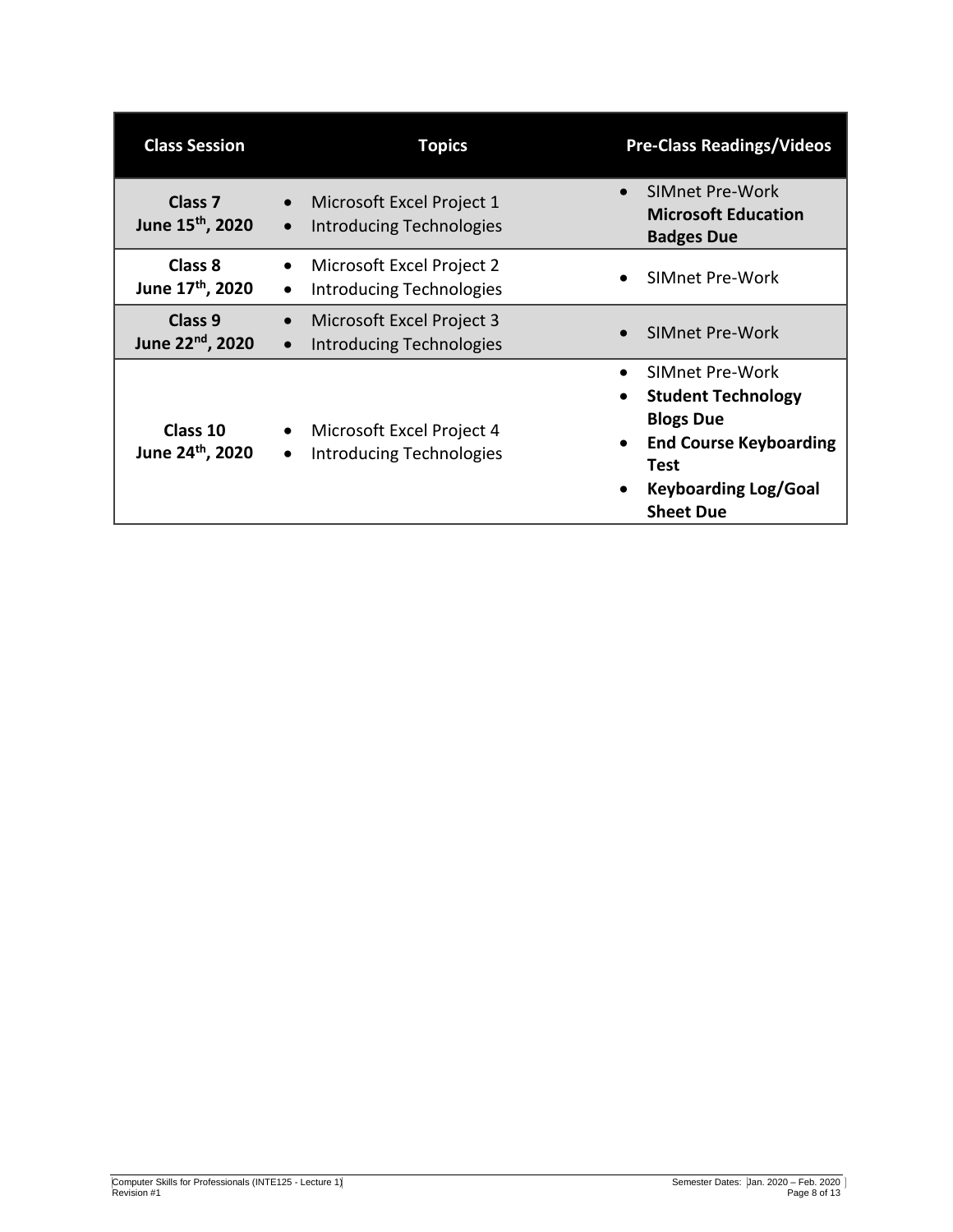| Class Session | Topics | Pre-Class Readings/Videos |
|---|---|---|
| **Class 7**<br>**June 15th, 2020** | • Microsoft Excel Project 1<br>• Introducing Technologies | • SIMnet Pre-Work **Microsoft Education Badges Due** |
| **Class 8**<br>**June 17th, 2020** | • Microsoft Excel Project 2<br>• Introducing Technologies | • SIMnet Pre-Work |
| **Class 9**<br>**June 22nd, 2020** | • Microsoft Excel Project 3<br>• Introducing Technologies | • SIMnet Pre-Work |
| **Class 10**<br>**June 24th, 2020** | • Microsoft Excel Project 4<br>• Introducing Technologies | • SIMnet Pre-Work<br>• **Student Technology Blogs Due**<br>• **End Course Keyboarding Test**<br>• **Keyboarding Log/Goal Sheet Due** |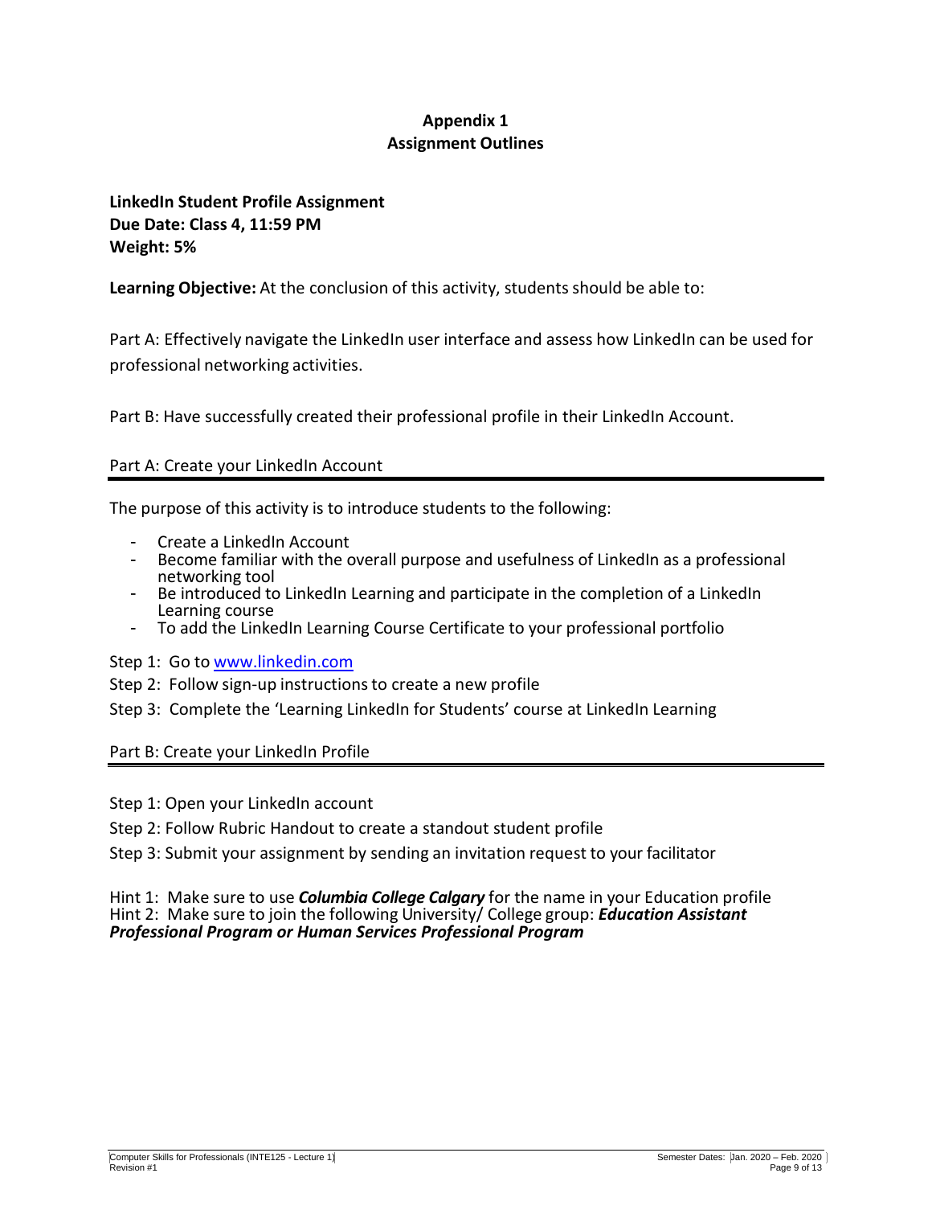# Appendix 1
# Assignment Outlines

**LinkedIn Student Profile Assignment**
**Due Date: Class 4, 11:59 PM**
**Weight: 5%**

**Learning Objective:** At the conclusion of this activity, students should be able to:

Part A: Effectively navigate the LinkedIn user interface and assess how LinkedIn can be used for professional networking activities.

Part B: Have successfully created their professional profile in their LinkedIn Account.

## Part A: Create your LinkedIn Account

The purpose of this activity is to introduce students to the following:

- Create a LinkedIn Account
- Become familiar with the overall purpose and usefulness of LinkedIn as a professional networking tool
- Be introduced to LinkedIn Learning and participate in the completion of a LinkedIn Learning course
- To add the LinkedIn Learning Course Certificate to your professional portfolio

Step 1: Go to [www.linkedin.com](http://www.linkedin.com)

Step 2: Follow sign-up instructions to create a new profile

Step 3: Complete the 'Learning LinkedIn for Students' course at LinkedIn Learning

## Part B: Create your LinkedIn Profile

Step 1: Open your LinkedIn account

Step 2: Follow Rubric Handout to create a standout student profile

Step 3: Submit your assignment by sending an invitation request to your facilitator

Hint 1: Make sure to use ***Columbia College Calgary*** for the name in your Education profile
Hint 2: Make sure to join the following University/ College group: ***Education Assistant Professional Program or Human Services Professional Program***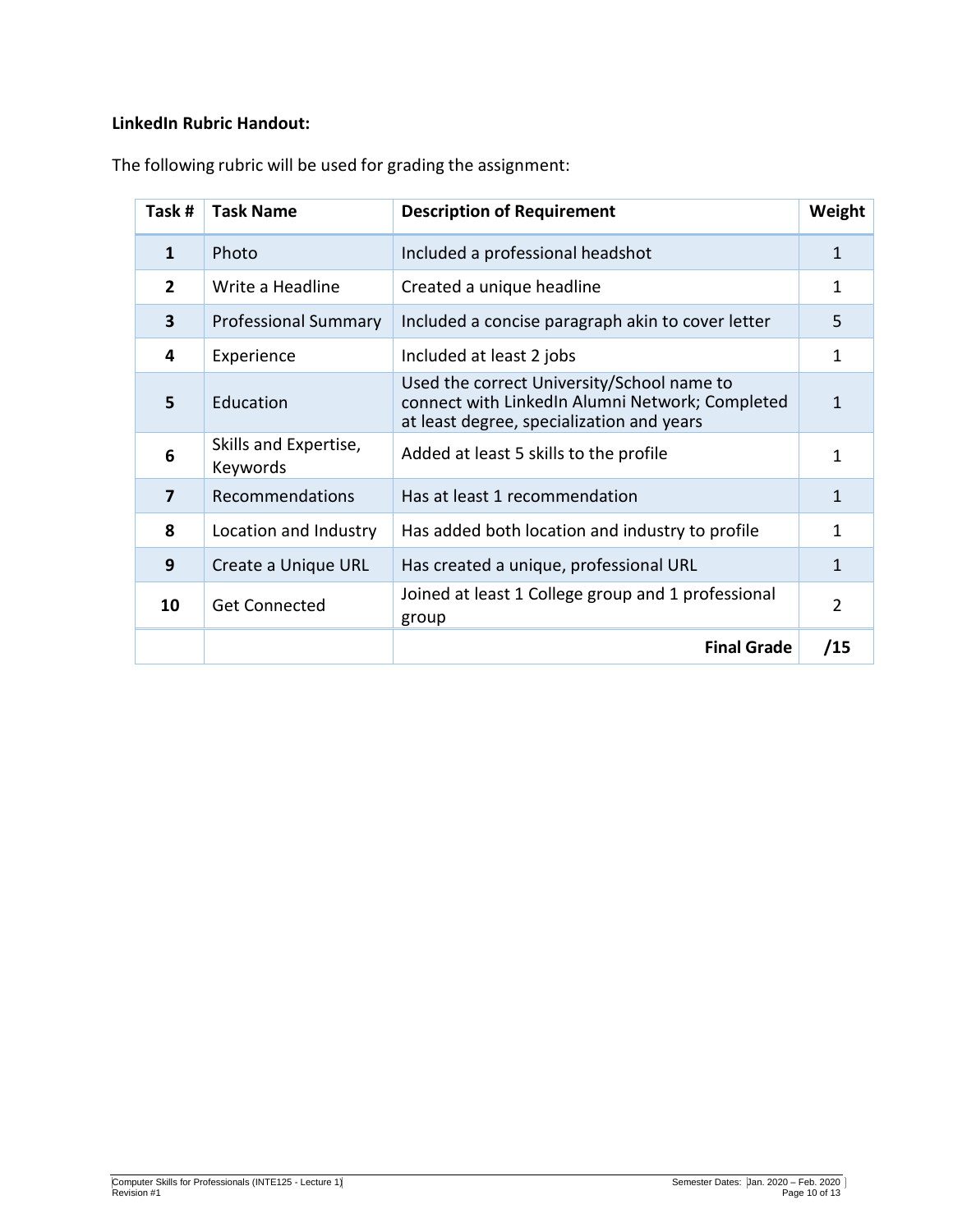**LinkedIn Rubric Handout:**

The following rubric will be used for grading the assignment:

| Task # | Task Name | Description of Requirement | Weight |
|---|---|---|---|
| **1** | Photo | Included a professional headshot | 1 |
| **2** | Write a Headline | Created a unique headline | 1 |
| **3** | Professional Summary | Included a concise paragraph akin to cover letter | 5 |
| **4** | Experience | Included at least 2 jobs | 1 |
| **5** | Education | Used the correct University/School name to connect with LinkedIn Alumni Network; Completed at least degree, specialization and years | 1 |
| **6** | Skills and Expertise, Keywords | Added at least 5 skills to the profile | 1 |
| **7** | Recommendations | Has at least 1 recommendation | 1 |
| **8** | Location and Industry | Has added both location and industry to profile | 1 |
| **9** | Create a Unique URL | Has created a unique, professional URL | 1 |
| **10** | Get Connected | Joined at least 1 College group and 1 professional group | 2 |
| | | **Final Grade** | **/15** |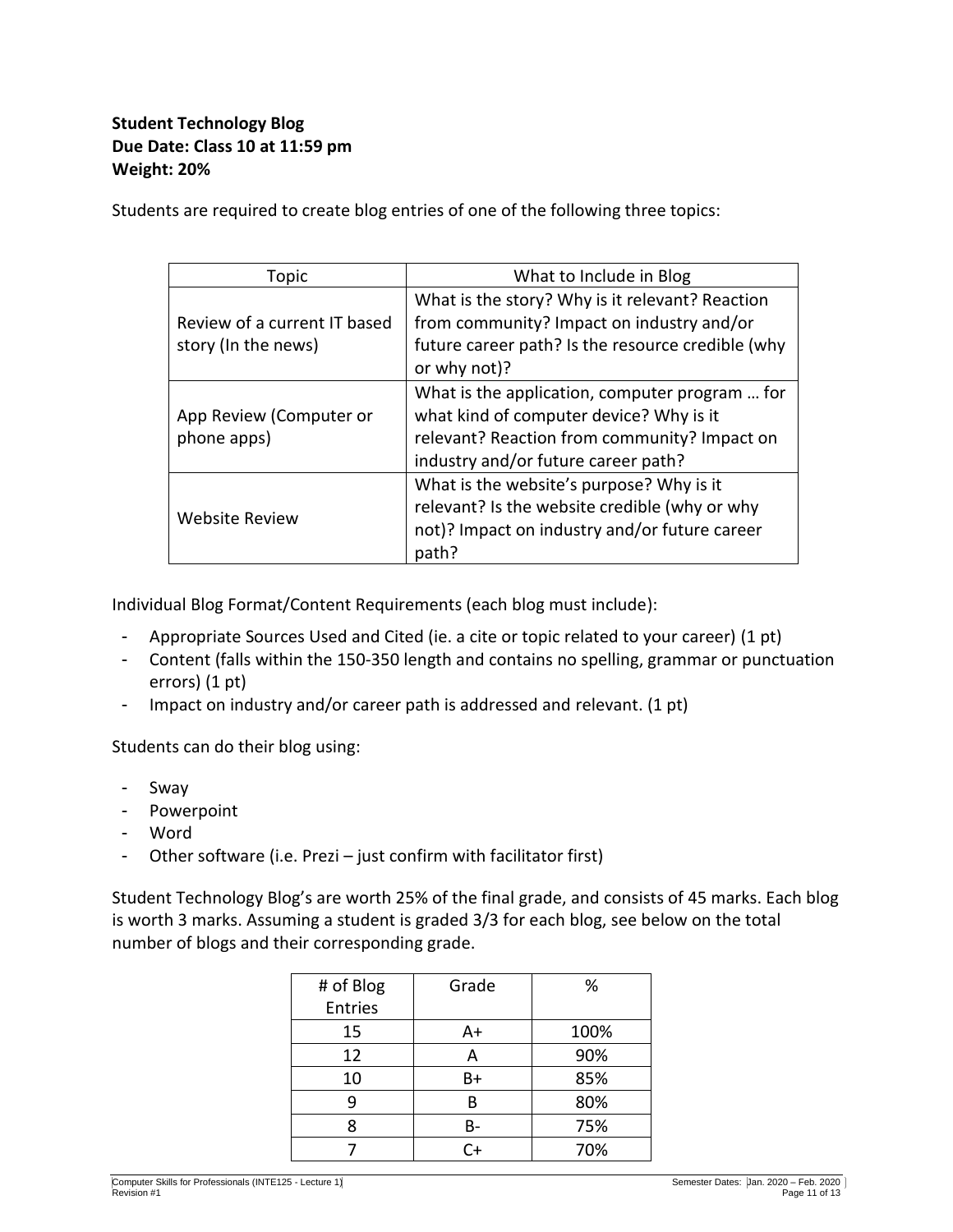**Student Technology Blog**
**Due Date: Class 10 at 11:59 pm**
**Weight: 20%**

Students are required to create blog entries of one of the following three topics:

| Topic | What to Include in Blog |
|---|---|
| Review of a current IT based story (In the news) | What is the story? Why is it relevant? Reaction from community? Impact on industry and/or future career path? Is the resource credible (why or why not)? |
| App Review (Computer or phone apps) | What is the application, computer program … for what kind of computer device? Why is it relevant? Reaction from community? Impact on industry and/or future career path? |
| Website Review | What is the website's purpose? Why is it relevant? Is the website credible (why or why not)? Impact on industry and/or future career path? |

Individual Blog Format/Content Requirements (each blog must include):

- Appropriate Sources Used and Cited (ie. a cite or topic related to your career) (1 pt)
- Content (falls within the 150-350 length and contains no spelling, grammar or punctuation errors) (1 pt)
- Impact on industry and/or career path is addressed and relevant. (1 pt)

Students can do their blog using:

- Sway
- Powerpoint
- Word
- Other software (i.e. Prezi – just confirm with facilitator first)

Student Technology Blog's are worth 25% of the final grade, and consists of 45 marks. Each blog is worth 3 marks. Assuming a student is graded 3/3 for each blog, see below on the total number of blogs and their corresponding grade.

| # of Blog Entries | Grade | % |
|---|---|---|
| 15 | A+ | 100% |
| 12 | A | 90% |
| 10 | B+ | 85% |
| 9 | B | 80% |
| 8 | B- | 75% |
| 7 | C+ | 70% |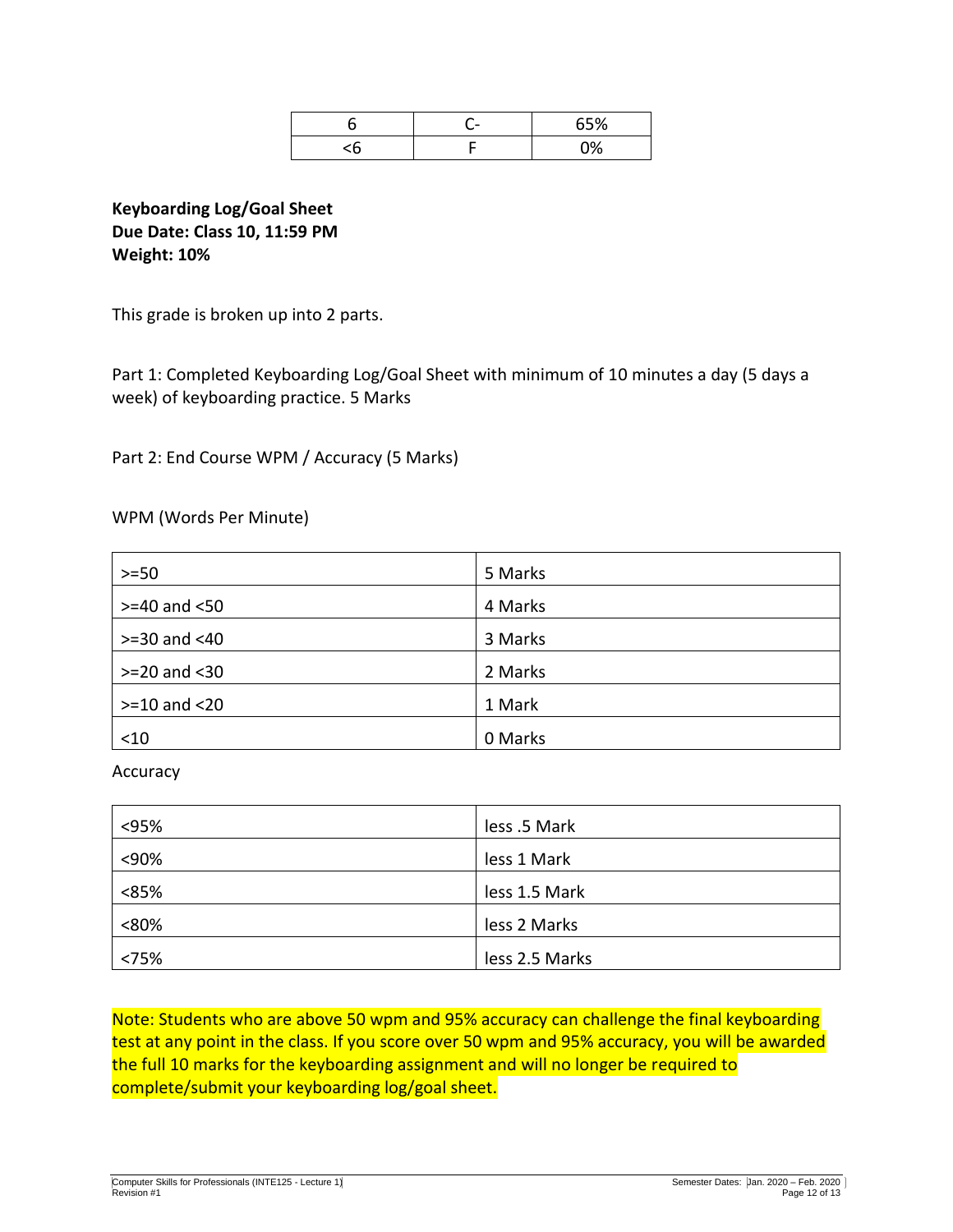| 6 | C- | 65% |
|---|---|---|
| <6 | F | 0% |

**Keyboarding Log/Goal Sheet**
**Due Date: Class 10, 11:59 PM**
**Weight: 10%**

This grade is broken up into 2 parts.

Part 1: Completed Keyboarding Log/Goal Sheet with minimum of 10 minutes a day (5 days a week) of keyboarding practice. 5 Marks

Part 2: End Course WPM / Accuracy (5 Marks)

WPM (Words Per Minute)

| >=50 | 5 Marks |
|---|---|
| >=40 and <50 | 4 Marks |
| >=30 and <40 | 3 Marks |
| >=20 and <30 | 2 Marks |
| >=10 and <20 | 1 Mark |
| <10 | 0 Marks |

Accuracy

| <95% | less .5 Mark |
|---|---|
| <90% | less 1 Mark |
| <85% | less 1.5 Mark |
| <80% | less 2 Marks |
| <75% | less 2.5 Marks |

Note: Students who are above 50 wpm and 95% accuracy can challenge the final keyboarding test at any point in the class. If you score over 50 wpm and 95% accuracy, you will be awarded the full 10 marks for the keyboarding assignment and will no longer be required to complete/submit your keyboarding log/goal sheet.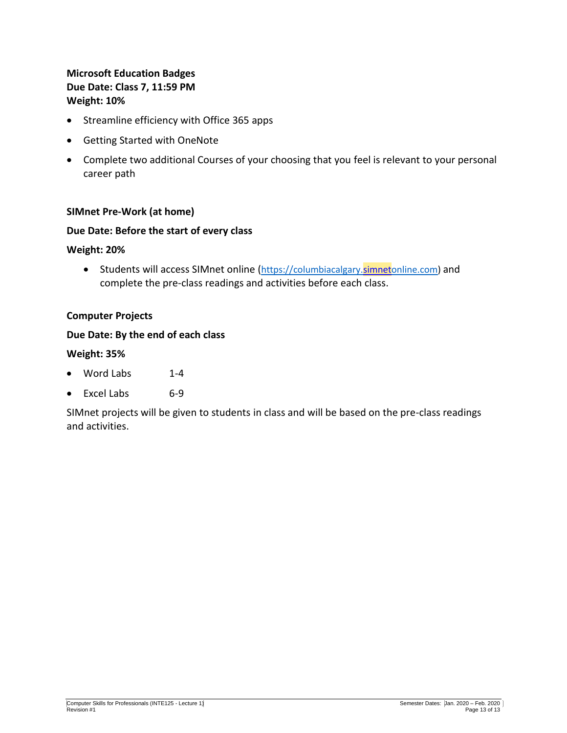**Microsoft Education Badges**
**Due Date: Class 7, 11:59 PM**
**Weight: 10%**

- Streamline efficiency with Office 365 apps
- Getting Started with OneNote
- Complete two additional Courses of your choosing that you feel is relevant to your personal career path

**SIMnet Pre-Work (at home)**

**Due Date: Before the start of every class**

**Weight: 20%**

- Students will access SIMnet online (https://columbiacalgary.simnetonline.com) and complete the pre-class readings and activities before each class.

**Computer Projects**

**Due Date: By the end of each class**

**Weight: 35%**

- Word Labs 1-4
- Excel Labs 6-9

SIMnet projects will be given to students in class and will be based on the pre-class readings and activities.